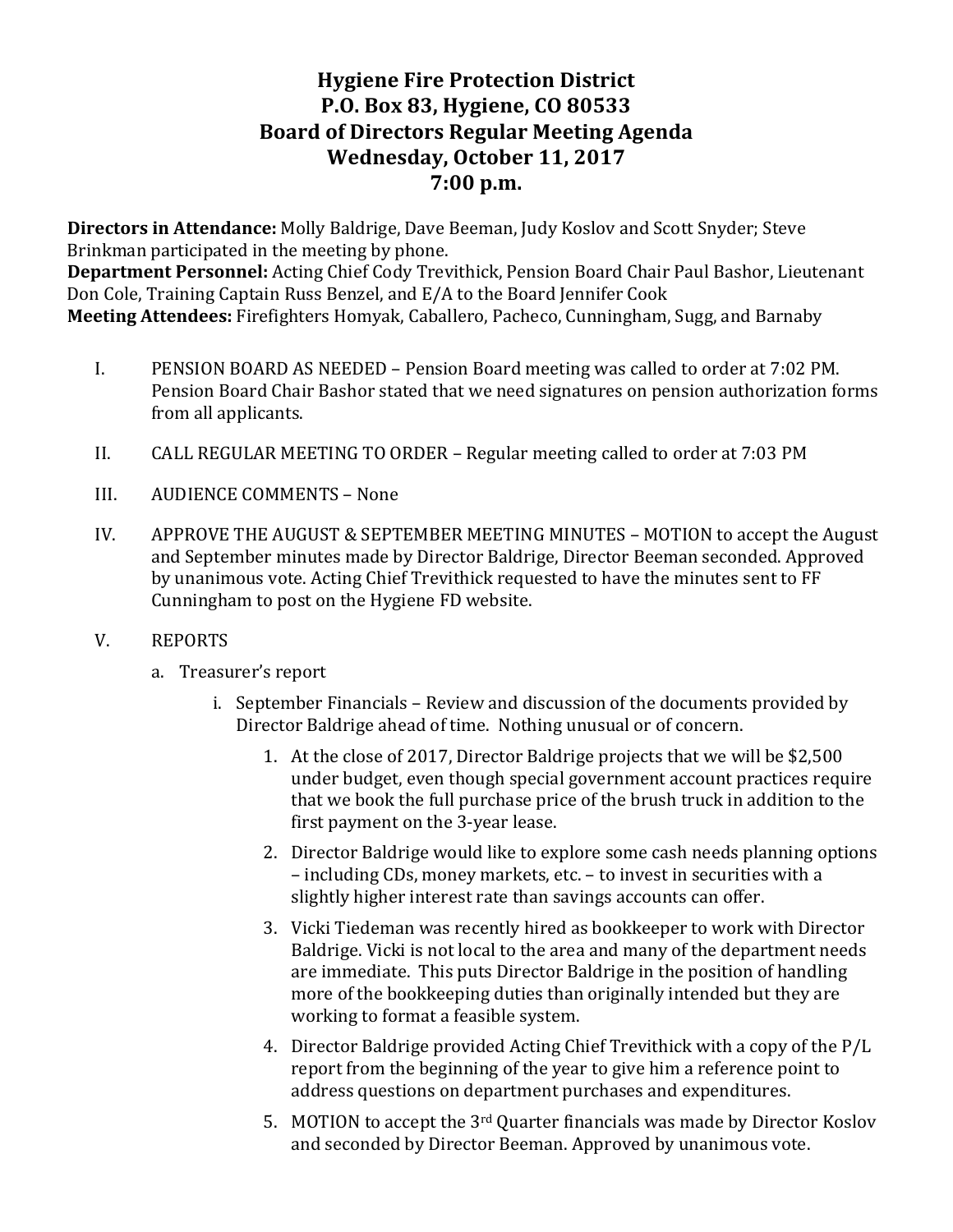# Hygiene Fire Protection District
# P.O. Box 83, Hygiene, CO 80533
# Board of Directors Regular Meeting Agenda
# Wednesday, October 11, 2017
# 7:00 p.m.

**Directors in Attendance:** Molly Baldrige, Dave Beeman, Judy Koslov and Scott Snyder; Steve Brinkman participated in the meeting by phone.
**Department Personnel:** Acting Chief Cody Trevithick, Pension Board Chair Paul Bashor, Lieutenant Don Cole, Training Captain Russ Benzel, and E/A to the Board Jennifer Cook
**Meeting Attendees:** Firefighters Homyak, Caballero, Pacheco, Cunningham, Sugg, and Barnaby

I. PENSION BOARD AS NEEDED – Pension Board meeting was called to order at 7:02 PM. Pension Board Chair Bashor stated that we need signatures on pension authorization forms from all applicants.

II. CALL REGULAR MEETING TO ORDER – Regular meeting called to order at 7:03 PM

III. AUDIENCE COMMENTS – None

IV. APPROVE THE AUGUST & SEPTEMBER MEETING MINUTES – MOTION to accept the August and September minutes made by Director Baldrige, Director Beeman seconded. Approved by unanimous vote. Acting Chief Trevithick requested to have the minutes sent to FF Cunningham to post on the Hygiene FD website.

V. REPORTS
   a. Treasurer's report
      i. September Financials – Review and discussion of the documents provided by Director Baldrige ahead of time. Nothing unusual or of concern.
         1. At the close of 2017, Director Baldrige projects that we will be $2,500 under budget, even though special government account practices require that we book the full purchase price of the brush truck in addition to the first payment on the 3-year lease.
         2. Director Baldrige would like to explore some cash needs planning options – including CDs, money markets, etc. – to invest in securities with a slightly higher interest rate than savings accounts can offer.
         3. Vicki Tiedeman was recently hired as bookkeeper to work with Director Baldrige. Vicki is not local to the area and many of the department needs are immediate. This puts Director Baldrige in the position of handling more of the bookkeeping duties than originally intended but they are working to format a feasible system.
         4. Director Baldrige provided Acting Chief Trevithick with a copy of the P/L report from the beginning of the year to give him a reference point to address questions on department purchases and expenditures.
         5. MOTION to accept the 3rd Quarter financials was made by Director Koslov and seconded by Director Beeman. Approved by unanimous vote.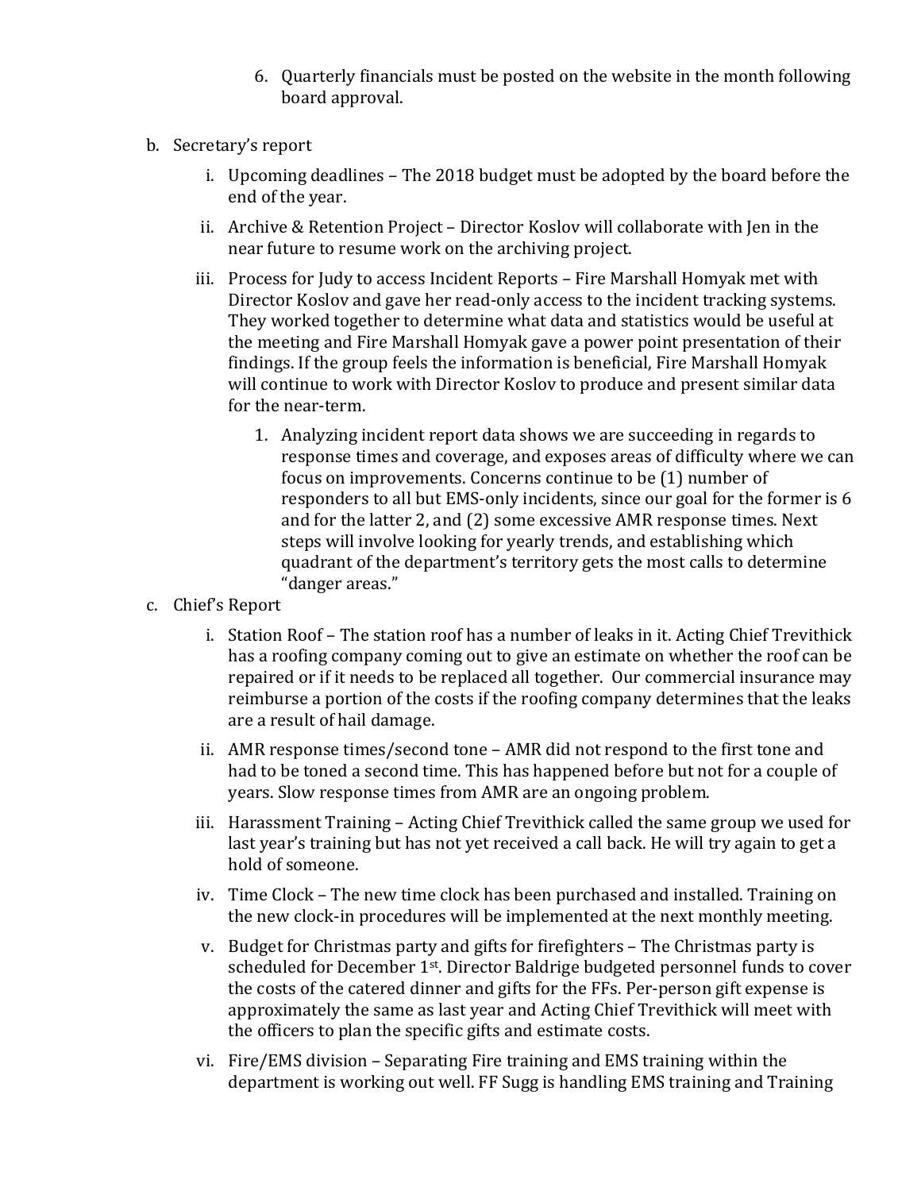6. Quarterly financials must be posted on the website in the month following board approval.

b. Secretary's report

   i. Upcoming deadlines – The 2018 budget must be adopted by the board before the end of the year.

   ii. Archive & Retention Project – Director Koslov will collaborate with Jen in the near future to resume work on the archiving project.

   iii. Process for Judy to access Incident Reports – Fire Marshall Homyak met with Director Koslov and gave her read-only access to the incident tracking systems. They worked together to determine what data and statistics would be useful at the meeting and Fire Marshall Homyak gave a power point presentation of their findings. If the group feels the information is beneficial, Fire Marshall Homyak will continue to work with Director Koslov to produce and present similar data for the near-term.

      1. Analyzing incident report data shows we are succeeding in regards to response times and coverage, and exposes areas of difficulty where we can focus on improvements. Concerns continue to be (1) number of responders to all but EMS-only incidents, since our goal for the former is 6 and for the latter 2, and (2) some excessive AMR response times. Next steps will involve looking for yearly trends, and establishing which quadrant of the department's territory gets the most calls to determine "danger areas."

c. Chief's Report

   i. Station Roof – The station roof has a number of leaks in it. Acting Chief Trevithick has a roofing company coming out to give an estimate on whether the roof can be repaired or if it needs to be replaced all together. Our commercial insurance may reimburse a portion of the costs if the roofing company determines that the leaks are a result of hail damage.

   ii. AMR response times/second tone – AMR did not respond to the first tone and had to be toned a second time. This has happened before but not for a couple of years. Slow response times from AMR are an ongoing problem.

   iii. Harassment Training – Acting Chief Trevithick called the same group we used for last year's training but has not yet received a call back. He will try again to get a hold of someone.

   iv. Time Clock – The new time clock has been purchased and installed. Training on the new clock-in procedures will be implemented at the next monthly meeting.

   v. Budget for Christmas party and gifts for firefighters – The Christmas party is scheduled for December 1st. Director Baldrige budgeted personnel funds to cover the costs of the catered dinner and gifts for the FFs. Per-person gift expense is approximately the same as last year and Acting Chief Trevithick will meet with the officers to plan the specific gifts and estimate costs.

   vi. Fire/EMS division – Separating Fire training and EMS training within the department is working out well. FF Sugg is handling EMS training and Training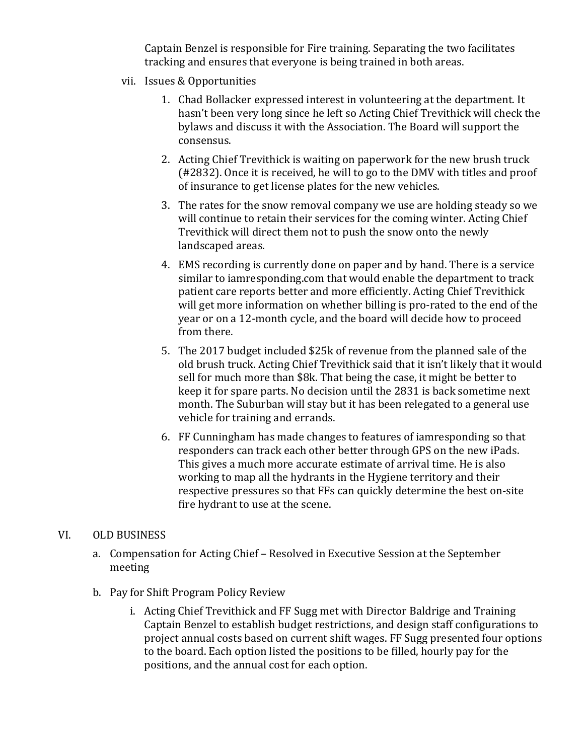Captain Benzel is responsible for Fire training. Separating the two facilitates tracking and ensures that everyone is being trained in both areas.

vii. Issues & Opportunities

1. Chad Bollacker expressed interest in volunteering at the department. It hasn't been very long since he left so Acting Chief Trevithick will check the bylaws and discuss it with the Association. The Board will support the consensus.
2. Acting Chief Trevithick is waiting on paperwork for the new brush truck (#2832). Once it is received, he will to go to the DMV with titles and proof of insurance to get license plates for the new vehicles.
3. The rates for the snow removal company we use are holding steady so we will continue to retain their services for the coming winter. Acting Chief Trevithick will direct them not to push the snow onto the newly landscaped areas.
4. EMS recording is currently done on paper and by hand. There is a service similar to iamresponding.com that would enable the department to track patient care reports better and more efficiently. Acting Chief Trevithick will get more information on whether billing is pro-rated to the end of the year or on a 12-month cycle, and the board will decide how to proceed from there.
5. The 2017 budget included $25k of revenue from the planned sale of the old brush truck. Acting Chief Trevithick said that it isn't likely that it would sell for much more than $8k. That being the case, it might be better to keep it for spare parts. No decision until the 2831 is back sometime next month. The Suburban will stay but it has been relegated to a general use vehicle for training and errands.
6. FF Cunningham has made changes to features of iamresponding so that responders can track each other better through GPS on the new iPads. This gives a much more accurate estimate of arrival time. He is also working to map all the hydrants in the Hygiene territory and their respective pressures so that FFs can quickly determine the best on-site fire hydrant to use at the scene.

## VI. OLD BUSINESS

a. Compensation for Acting Chief – Resolved in Executive Session at the September meeting

b. Pay for Shift Program Policy Review

i. Acting Chief Trevithick and FF Sugg met with Director Baldrige and Training Captain Benzel to establish budget restrictions, and design staff configurations to project annual costs based on current shift wages. FF Sugg presented four options to the board. Each option listed the positions to be filled, hourly pay for the positions, and the annual cost for each option.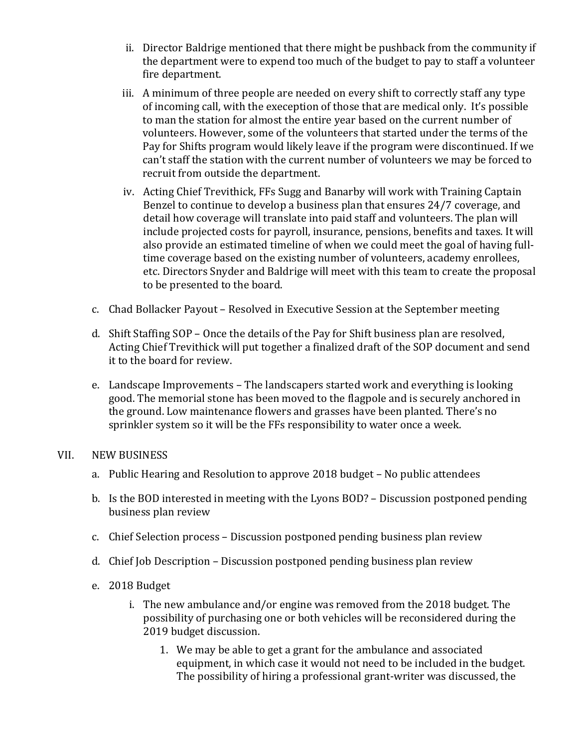ii. Director Baldrige mentioned that there might be pushback from the community if the department were to expend too much of the budget to pay to staff a volunteer fire department.

   iii. A minimum of three people are needed on every shift to correctly staff any type of incoming call, with the exeception of those that are medical only. It's possible to man the station for almost the entire year based on the current number of volunteers. However, some of the volunteers that started under the terms of the Pay for Shifts program would likely leave if the program were discontinued. If we can't staff the station with the current number of volunteers we may be forced to recruit from outside the department.

   iv. Acting Chief Trevithick, FFs Sugg and Banarby will work with Training Captain Benzel to continue to develop a business plan that ensures 24/7 coverage, and detail how coverage will translate into paid staff and volunteers. The plan will include projected costs for payroll, insurance, pensions, benefits and taxes. It will also provide an estimated timeline of when we could meet the goal of having full-time coverage based on the existing number of volunteers, academy enrollees, etc. Directors Snyder and Baldrige will meet with this team to create the proposal to be presented to the board.

c. Chad Bollacker Payout – Resolved in Executive Session at the September meeting

d. Shift Staffing SOP – Once the details of the Pay for Shift business plan are resolved, Acting Chief Trevithick will put together a finalized draft of the SOP document and send it to the board for review.

e. Landscape Improvements – The landscapers started work and everything is looking good. The memorial stone has been moved to the flagpole and is securely anchored in the ground. Low maintenance flowers and grasses have been planted. There's no sprinkler system so it will be the FFs responsibility to water once a week.

VII. NEW BUSINESS

a. Public Hearing and Resolution to approve 2018 budget – No public attendees

b. Is the BOD interested in meeting with the Lyons BOD? – Discussion postponed pending business plan review

c. Chief Selection process – Discussion postponed pending business plan review

d. Chief Job Description – Discussion postponed pending business plan review

e. 2018 Budget

   i. The new ambulance and/or engine was removed from the 2018 budget. The possibility of purchasing one or both vehicles will be reconsidered during the 2019 budget discussion.

      1. We may be able to get a grant for the ambulance and associated equipment, in which case it would not need to be included in the budget. The possibility of hiring a professional grant-writer was discussed, the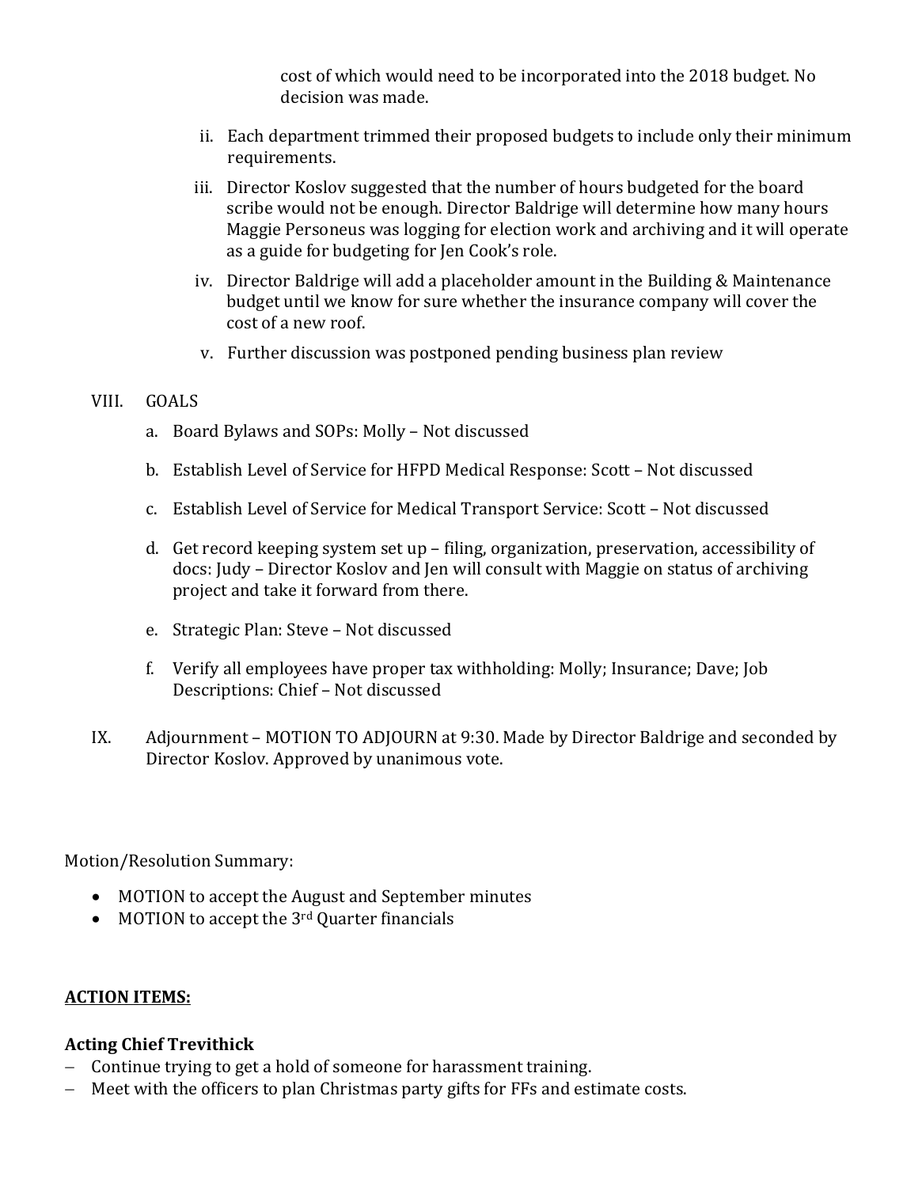cost of which would need to be incorporated into the 2018 budget. No decision was made.

ii. Each department trimmed their proposed budgets to include only their minimum requirements.

iii. Director Koslov suggested that the number of hours budgeted for the board scribe would not be enough. Director Baldrige will determine how many hours Maggie Personeus was logging for election work and archiving and it will operate as a guide for budgeting for Jen Cook's role.

iv. Director Baldrige will add a placeholder amount in the Building & Maintenance budget until we know for sure whether the insurance company will cover the cost of a new roof.

v. Further discussion was postponed pending business plan review

VIII. GOALS

a. Board Bylaws and SOPs: Molly – Not discussed

b. Establish Level of Service for HFPD Medical Response: Scott – Not discussed

c. Establish Level of Service for Medical Transport Service: Scott – Not discussed

d. Get record keeping system set up – filing, organization, preservation, accessibility of docs: Judy – Director Koslov and Jen will consult with Maggie on status of archiving project and take it forward from there.

e. Strategic Plan: Steve – Not discussed

f. Verify all employees have proper tax withholding: Molly; Insurance; Dave; Job Descriptions: Chief – Not discussed

IX. Adjournment – MOTION TO ADJOURN at 9:30. Made by Director Baldrige and seconded by Director Koslov. Approved by unanimous vote.

Motion/Resolution Summary:

- MOTION to accept the August and September minutes
- MOTION to accept the 3rd Quarter financials

**ACTION ITEMS:**

**Acting Chief Trevithick**

- Continue trying to get a hold of someone for harassment training.
- Meet with the officers to plan Christmas party gifts for FFs and estimate costs.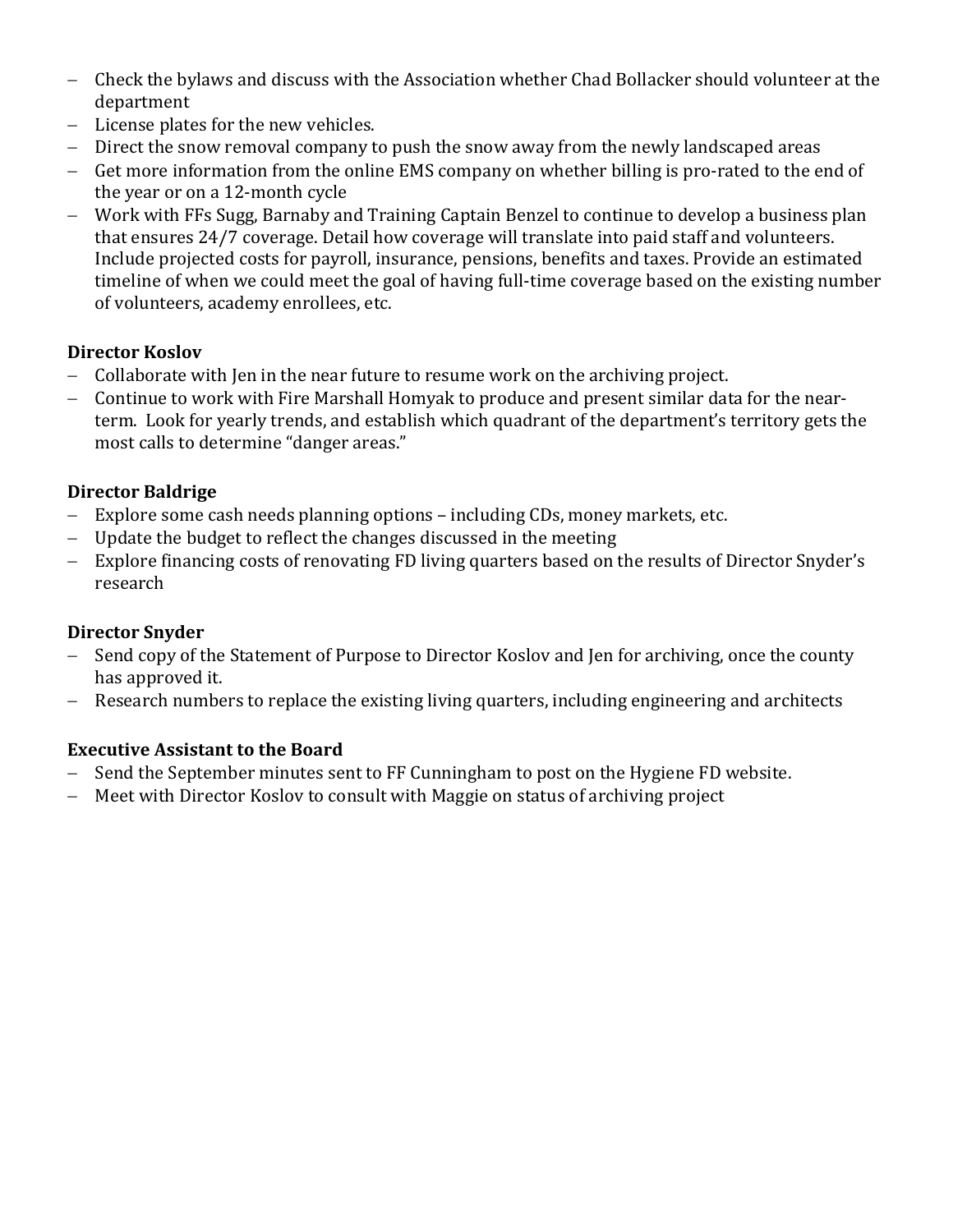- Check the bylaws and discuss with the Association whether Chad Bollacker should volunteer at the department
- License plates for the new vehicles.
- Direct the snow removal company to push the snow away from the newly landscaped areas
- Get more information from the online EMS company on whether billing is pro-rated to the end of the year or on a 12-month cycle
- Work with FFs Sugg, Barnaby and Training Captain Benzel to continue to develop a business plan that ensures 24/7 coverage. Detail how coverage will translate into paid staff and volunteers. Include projected costs for payroll, insurance, pensions, benefits and taxes. Provide an estimated timeline of when we could meet the goal of having full-time coverage based on the existing number of volunteers, academy enrollees, etc.

**Director Koslov**

- Collaborate with Jen in the near future to resume work on the archiving project.
- Continue to work with Fire Marshall Homyak to produce and present similar data for the near-term. Look for yearly trends, and establish which quadrant of the department's territory gets the most calls to determine "danger areas."

**Director Baldrige**

- Explore some cash needs planning options – including CDs, money markets, etc.
- Update the budget to reflect the changes discussed in the meeting
- Explore financing costs of renovating FD living quarters based on the results of Director Snyder's research

**Director Snyder**

- Send copy of the Statement of Purpose to Director Koslov and Jen for archiving, once the county has approved it.
- Research numbers to replace the existing living quarters, including engineering and architects

**Executive Assistant to the Board**

- Send the September minutes sent to FF Cunningham to post on the Hygiene FD website.
- Meet with Director Koslov to consult with Maggie on status of archiving project